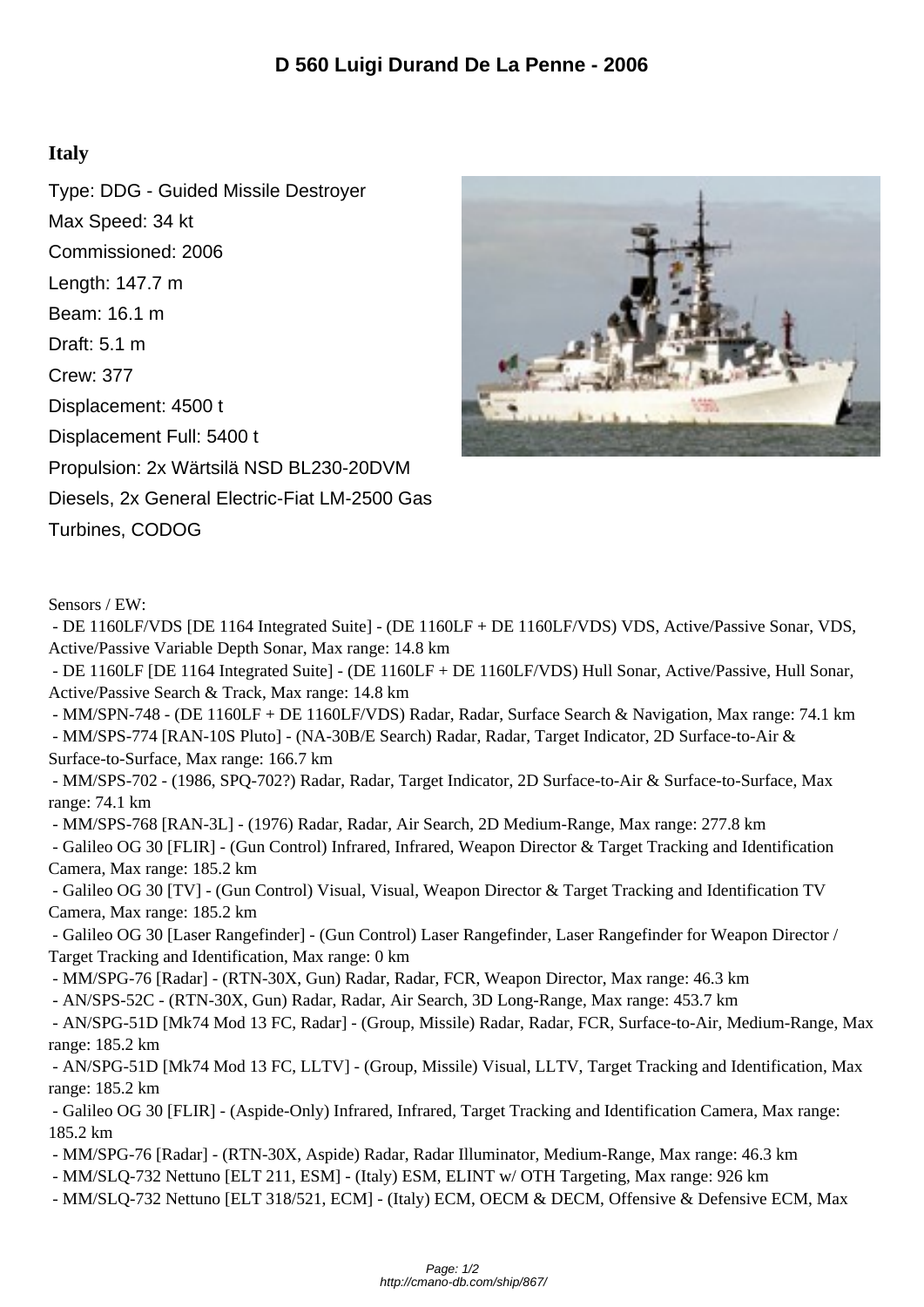# D 560 Luigi Durand De La Penne - 2006

### Italy

Type: DDG - Guided Missile Destroyer

Max Speed: 34 kt

Commissioned: 2006

Length: 147.7 m

Beam: 16.1 m

Draft: 5.1 m

Crew: 377

Displacement: 4500 t

Displacement Full: 5400 t

Propulsion: 2x Wärtsilä NSD BL230-20DVM Diesels, 2x General Electric-Fiat LM-2500 Gas Turbines, CODOG

Sensors / EW:

- DE 1160LF/VDS [DE 1164 Integrated Suite] - (DE 1160LF + DE 1160LF/VDS) VDS, Active/Passive Sonar, VDS, Active/Passive Variable Depth Sonar, Max range: 14.8 km
- DE 1160LF [DE 1164 Integrated Suite] - (DE 1160LF + DE 1160LF/VDS) Hull Sonar, Active/Passive, Hull Sonar, Active/Passive Search & Track, Max range: 14.8 km
- MM/SPN-748 - (DE 1160LF + DE 1160LF/VDS) Radar, Radar, Surface Search & Navigation, Max range: 74.1 km
- MM/SPS-774 [RAN-10S Pluto] - (NA-30B/E Search) Radar, Radar, Target Indicator, 2D Surface-to-Air & Surface-to-Surface, Max range: 166.7 km
- MM/SPS-702 - (1986, SPQ-702?) Radar, Radar, Target Indicator, 2D Surface-to-Air & Surface-to-Surface, Max range: 74.1 km
- MM/SPS-768 [RAN-3L] - (1976) Radar, Radar, Air Search, 2D Medium-Range, Max range: 277.8 km
- Galileo OG 30 [FLIR] - (Gun Control) Infrared, Infrared, Weapon Director & Target Tracking and Identification Camera, Max range: 185.2 km
- Galileo OG 30 [TV] - (Gun Control) Visual, Visual, Weapon Director & Target Tracking and Identification TV Camera, Max range: 185.2 km
- Galileo OG 30 [Laser Rangefinder] - (Gun Control) Laser Rangefinder, Laser Rangefinder for Weapon Director / Target Tracking and Identification, Max range: 0 km
- MM/SPG-76 [Radar] - (RTN-30X, Gun) Radar, Radar, FCR, Weapon Director, Max range: 46.3 km
- AN/SPS-52C - (RTN-30X, Gun) Radar, Radar, Air Search, 3D Long-Range, Max range: 453.7 km
- AN/SPG-51D [Mk74 Mod 13 FC, Radar] - (Group, Missile) Radar, Radar, FCR, Surface-to-Air, Medium-Range, Max range: 185.2 km
- AN/SPG-51D [Mk74 Mod 13 FC, LLTV] - (Group, Missile) Visual, LLTV, Target Tracking and Identification, Max range: 185.2 km
- Galileo OG 30 [FLIR] - (Aspide-Only) Infrared, Infrared, Target Tracking and Identification Camera, Max range: 185.2 km
- MM/SPG-76 [Radar] - (RTN-30X, Aspide) Radar, Radar Illuminator, Medium-Range, Max range: 46.3 km
- MM/SLQ-732 Nettuno [ELT 211, ESM] - (Italy) ESM, ELINT w/ OTH Targeting, Max range: 926 km
- MM/SLQ-732 Nettuno [ELT 318/521, ECM] - (Italy) ECM, OECM & DECM, Offensive & Defensive ECM, Max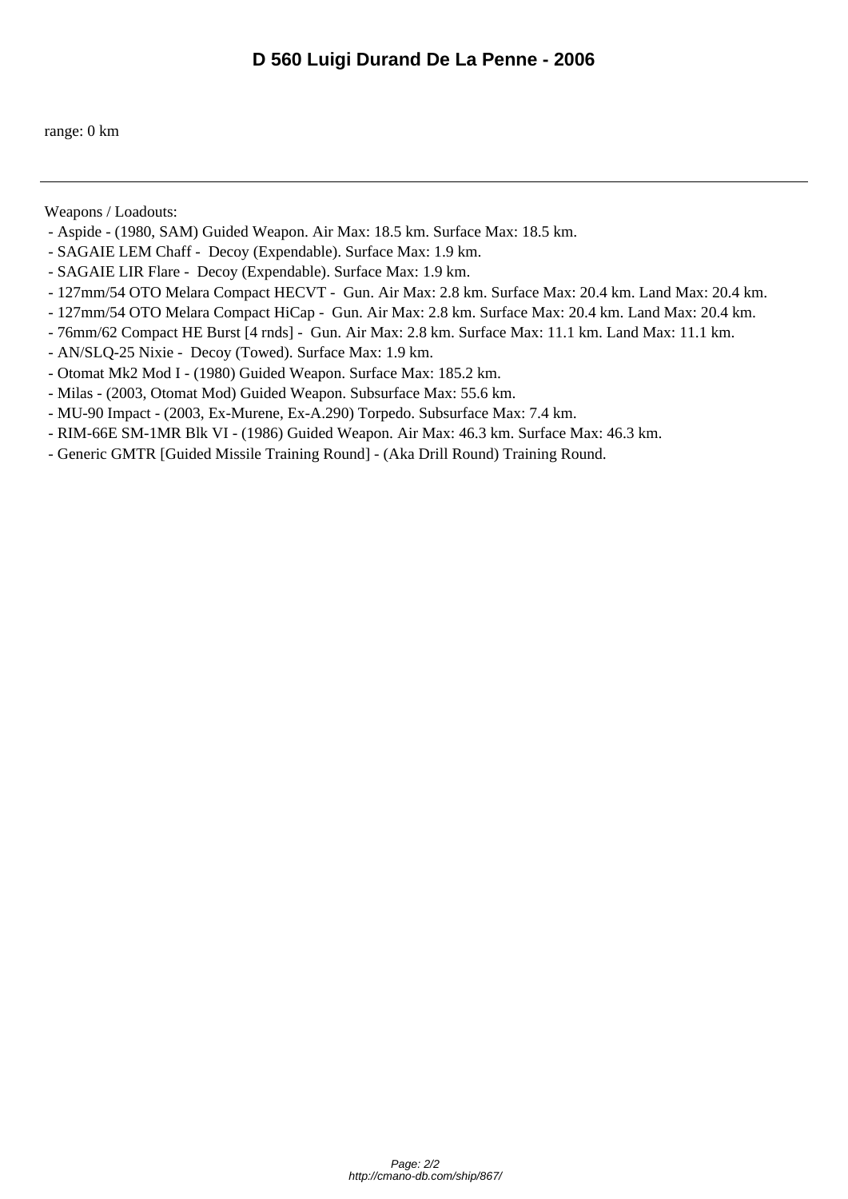range: 0 km

---

Weapons / Loadouts:

- Aspide - (1980, SAM) Guided Weapon. Air Max: 18.5 km. Surface Max: 18.5 km.
- SAGAIE LEM Chaff - Decoy (Expendable). Surface Max: 1.9 km.
- SAGAIE LIR Flare - Decoy (Expendable). Surface Max: 1.9 km.
- 127mm/54 OTO Melara Compact HECVT - Gun. Air Max: 2.8 km. Surface Max: 20.4 km. Land Max: 20.4 km.
- 127mm/54 OTO Melara Compact HiCap - Gun. Air Max: 2.8 km. Surface Max: 20.4 km. Land Max: 20.4 km.
- 76mm/62 Compact HE Burst [4 rnds] - Gun. Air Max: 2.8 km. Surface Max: 11.1 km. Land Max: 11.1 km.
- AN/SLQ-25 Nixie - Decoy (Towed). Surface Max: 1.9 km.
- Otomat Mk2 Mod I - (1980) Guided Weapon. Surface Max: 185.2 km.
- Milas - (2003, Otomat Mod) Guided Weapon. Subsurface Max: 55.6 km.
- MU-90 Impact - (2003, Ex-Murene, Ex-A.290) Torpedo. Subsurface Max: 7.4 km.
- RIM-66E SM-1MR Blk VI - (1986) Guided Weapon. Air Max: 46.3 km. Surface Max: 46.3 km.
- Generic GMTR [Guided Missile Training Round] - (Aka Drill Round) Training Round.